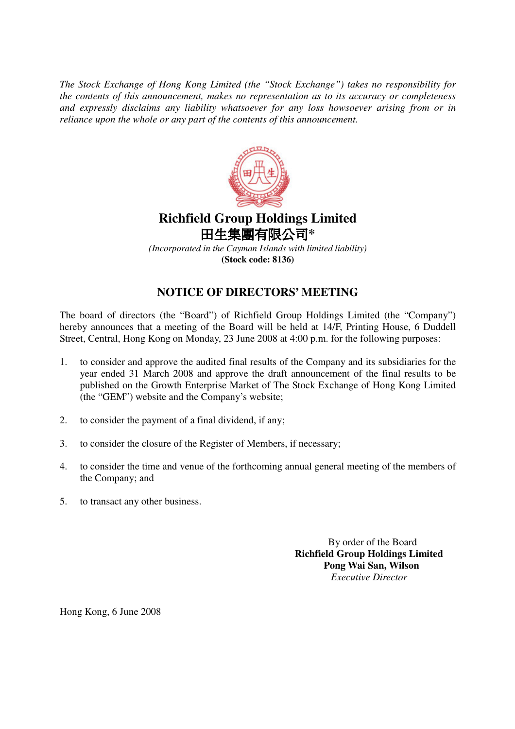*The Stock Exchange of Hong Kong Limited (the "Stock Exchange") takes no responsibility for the contents of this announcement, makes no representation as to its accuracy or completeness and expressly disclaims any liability whatsoever for any loss howsoever arising from or in reliance upon the whole or any part of the contents of this announcement.*

# Richfield Group Holdings Limited
# 田生集團有限公司*

*(Incorporated in the Cayman Islands with limited liability)*

**(Stock code: 8136)**

## NOTICE OF DIRECTORS' MEETING

The board of directors (the "Board") of Richfield Group Holdings Limited (the "Company") hereby announces that a meeting of the Board will be held at 14/F, Printing House, 6 Duddell Street, Central, Hong Kong on Monday, 23 June 2008 at 4:00 p.m. for the following purposes:

1. to consider and approve the audited final results of the Company and its subsidiaries for the year ended 31 March 2008 and approve the draft announcement of the final results to be published on the Growth Enterprise Market of The Stock Exchange of Hong Kong Limited (the "GEM") website and the Company's website;
2. to consider the payment of a final dividend, if any;
3. to consider the closure of the Register of Members, if necessary;
4. to consider the time and venue of the forthcoming annual general meeting of the members of the Company; and
5. to transact any other business.

By order of the Board
**Richfield Group Holdings Limited**
**Pong Wai San, Wilson**
*Executive Director*

Hong Kong, 6 June 2008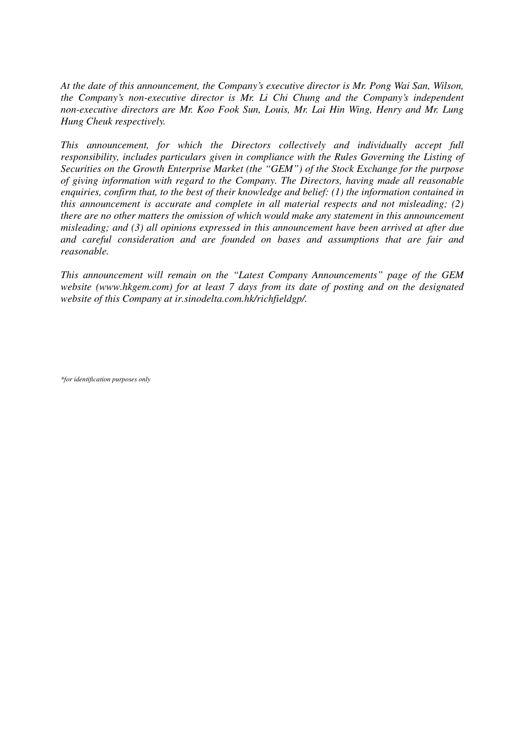*At the date of this announcement, the Company's executive director is Mr. Pong Wai San, Wilson, the Company's non-executive director is Mr. Li Chi Chung and the Company's independent non-executive directors are Mr. Koo Fook Sun, Louis, Mr. Lai Hin Wing, Henry and Mr. Lung Hung Cheuk respectively.*

*This announcement, for which the Directors collectively and individually accept full responsibility, includes particulars given in compliance with the Rules Governing the Listing of Securities on the Growth Enterprise Market (the "GEM") of the Stock Exchange for the purpose of giving information with regard to the Company. The Directors, having made all reasonable enquiries, confirm that, to the best of their knowledge and belief: (1) the information contained in this announcement is accurate and complete in all material respects and not misleading; (2) there are no other matters the omission of which would make any statement in this announcement misleading; and (3) all opinions expressed in this announcement have been arrived at after due and careful consideration and are founded on bases and assumptions that are fair and reasonable.*

*This announcement will remain on the "Latest Company Announcements" page of the GEM website (www.hkgem.com) for at least 7 days from its date of posting and on the designated website of this Company at ir.sinodelta.com.hk/richfieldgp/.*

*\*for identification purposes only*